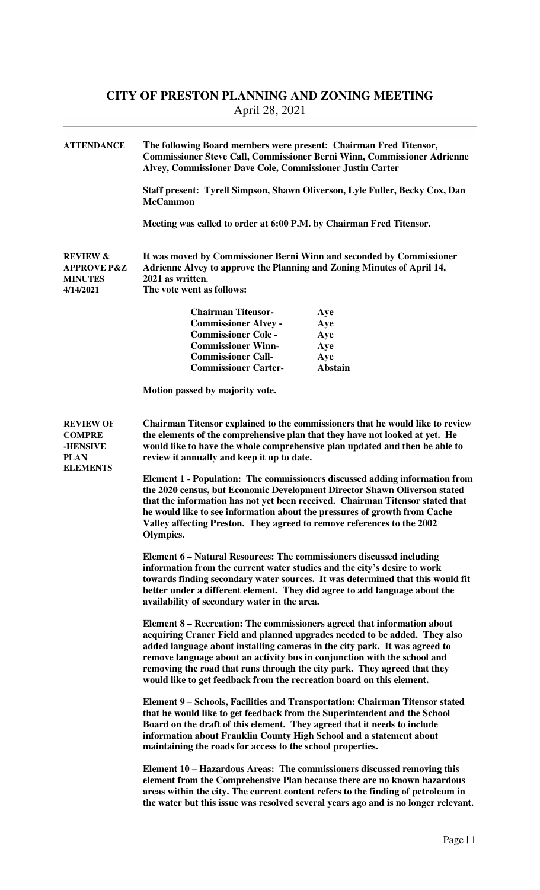# CITY OF PRESTON PLANNING AND ZONING MEETING

April 28, 2021

**ATTENDANCE**

**The following Board members were present: Chairman Fred Titensor, Commissioner Steve Call, Commissioner Berni Winn, Commissioner Adrienne Alvey, Commissioner Dave Cole, Commissioner Justin Carter**

**Staff present: Tyrell Simpson, Shawn Oliverson, Lyle Fuller, Becky Cox, Dan McCammon**

**Meeting was called to order at 6:00 P.M. by Chairman Fred Titensor.**

**REVIEW & APPROVE P&Z MINUTES 4/14/2021**

**It was moved by Commissioner Berni Winn and seconded by Commissioner Adrienne Alvey to approve the Planning and Zoning Minutes of April 14, 2021 as written.**
**The vote went as follows:**

| | |
|---|---|
| **Chairman Titensor-** | **Aye** |
| **Commissioner Alvey -** | **Aye** |
| **Commissioner Cole -** | **Aye** |
| **Commissioner Winn-** | **Aye** |
| **Commissioner Call-** | **Aye** |
| **Commissioner Carter-** | **Abstain** |

**Motion passed by majority vote.**

**REVIEW OF COMPRE-HENSIVE PLAN ELEMENTS**

**Chairman Titensor explained to the commissioners that he would like to review the elements of the comprehensive plan that they have not looked at yet. He would like to have the whole comprehensive plan updated and then be able to review it annually and keep it up to date.**

**Element 1 - Population: The commissioners discussed adding information from the 2020 census, but Economic Development Director Shawn Oliverson stated that the information has not yet been received. Chairman Titensor stated that he would like to see information about the pressures of growth from Cache Valley affecting Preston. They agreed to remove references to the 2002 Olympics.**

**Element 6 – Natural Resources: The commissioners discussed including information from the current water studies and the city's desire to work towards finding secondary water sources. It was determined that this would fit better under a different element. They did agree to add language about the availability of secondary water in the area.**

**Element 8 – Recreation: The commissioners agreed that information about acquiring Craner Field and planned upgrades needed to be added. They also added language about installing cameras in the city park. It was agreed to remove language about an activity bus in conjunction with the school and removing the road that runs through the city park. They agreed that they would like to get feedback from the recreation board on this element.**

**Element 9 – Schools, Facilities and Transportation: Chairman Titensor stated that he would like to get feedback from the Superintendent and the School Board on the draft of this element. They agreed that it needs to include information about Franklin County High School and a statement about maintaining the roads for access to the school properties.**

**Element 10 – Hazardous Areas: The commissioners discussed removing this element from the Comprehensive Plan because there are no known hazardous areas within the city. The current content refers to the finding of petroleum in the water but this issue was resolved several years ago and is no longer relevant.**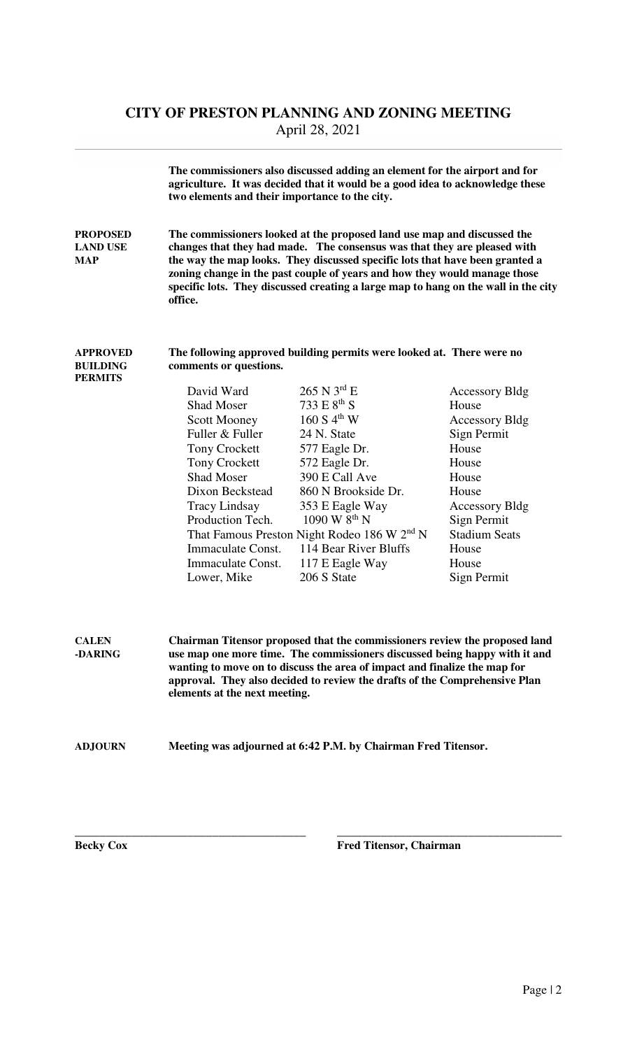# CITY OF PRESTON PLANNING AND ZONING MEETING

April 28, 2021

**The commissioners also discussed adding an element for the airport and for agriculture. It was decided that it would be a good idea to acknowledge these two elements and their importance to the city.**

**PROPOSED LAND USE MAP**

**The commissioners looked at the proposed land use map and discussed the changes that they had made. The consensus was that they are pleased with the way the map looks. They discussed specific lots that have been granted a zoning change in the past couple of years and how they would manage those specific lots. They discussed creating a large map to hang on the wall in the city office.**

**APPROVED BUILDING PERMITS**

**The following approved building permits were looked at. There were no comments or questions.**

| | | |
|---|---|---|
| David Ward | 265 N 3rd E | Accessory Bldg |
| Shad Moser | 733 E 8th S | House |
| Scott Mooney | 160 S 4th W | Accessory Bldg |
| Fuller & Fuller | 24 N. State | Sign Permit |
| Tony Crockett | 577 Eagle Dr. | House |
| Tony Crockett | 572 Eagle Dr. | House |
| Shad Moser | 390 E Call Ave | House |
| Dixon Beckstead | 860 N Brookside Dr. | House |
| Tracy Lindsay | 353 E Eagle Way | Accessory Bldg |
| Production Tech. | 1090 W 8th N | Sign Permit |
| That Famous Preston Night Rodeo | 186 W 2nd N | Stadium Seats |
| Immaculate Const. | 114 Bear River Bluffs | House |
| Immaculate Const. | 117 E Eagle Way | House |
| Lower, Mike | 206 S State | Sign Permit |

**CALEN-DARING**

**Chairman Titensor proposed that the commissioners review the proposed land use map one more time. The commissioners discussed being happy with it and wanting to move on to discuss the area of impact and finalize the map for approval. They also decided to review the drafts of the Comprehensive Plan elements at the next meeting.**

**ADJOURN**

**Meeting was adjourned at 6:42 P.M. by Chairman Fred Titensor.**

\_\_\_\_\_\_\_\_\_\_\_\_\_\_\_\_\_\_\_\_\_\_\_\_\_\_\_\_\_\_\_\_\_\_\_\_\_\_
**Becky Cox**

\_\_\_\_\_\_\_\_\_\_\_\_\_\_\_\_\_\_\_\_\_\_\_\_\_\_\_\_\_\_\_\_\_\_\_\_\_\_
**Fred Titensor, Chairman**